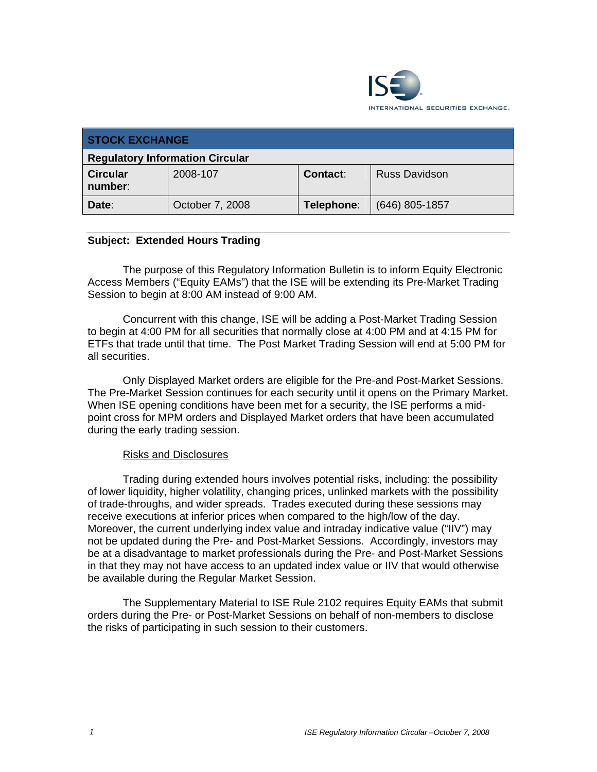INTERNATIONAL SECURITIES EXCHANGE.

| STOCK EXCHANGE | | | |
| --- | --- | --- | --- |
| **Regulatory Information Circular** | | | |
| **Circular number**: | 2008-107 | **Contact**: | Russ Davidson |
| **Date**: | October 7, 2008 | **Telephone**: | (646) 805-1857 |

**Subject: Extended Hours Trading**

The purpose of this Regulatory Information Bulletin is to inform Equity Electronic Access Members ("Equity EAMs") that the ISE will be extending its Pre-Market Trading Session to begin at 8:00 AM instead of 9:00 AM.

Concurrent with this change, ISE will be adding a Post-Market Trading Session to begin at 4:00 PM for all securities that normally close at 4:00 PM and at 4:15 PM for ETFs that trade until that time. The Post Market Trading Session will end at 5:00 PM for all securities.

Only Displayed Market orders are eligible for the Pre-and Post-Market Sessions. The Pre-Market Session continues for each security until it opens on the Primary Market. When ISE opening conditions have been met for a security, the ISE performs a mid-point cross for MPM orders and Displayed Market orders that have been accumulated during the early trading session.

Risks and Disclosures

Trading during extended hours involves potential risks, including: the possibility of lower liquidity, higher volatility, changing prices, unlinked markets with the possibility of trade-throughs, and wider spreads. Trades executed during these sessions may receive executions at inferior prices when compared to the high/low of the day. Moreover, the current underlying index value and intraday indicative value ("IIV") may not be updated during the Pre- and Post-Market Sessions. Accordingly, investors may be at a disadvantage to market professionals during the Pre- and Post-Market Sessions in that they may not have access to an updated index value or IIV that would otherwise be available during the Regular Market Session.

The Supplementary Material to ISE Rule 2102 requires Equity EAMs that submit orders during the Pre- or Post-Market Sessions on behalf of non-members to disclose the risks of participating in such session to their customers.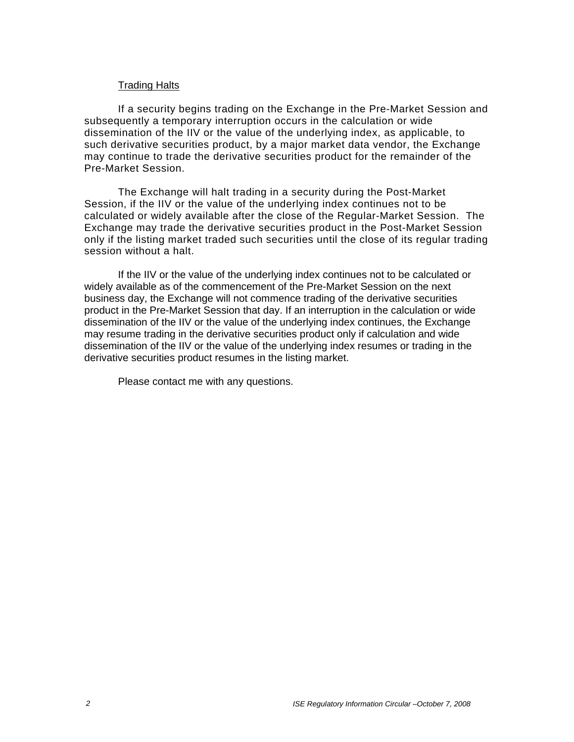Trading Halts

If a security begins trading on the Exchange in the Pre-Market Session and subsequently a temporary interruption occurs in the calculation or wide dissemination of the IIV or the value of the underlying index, as applicable, to such derivative securities product, by a major market data vendor, the Exchange may continue to trade the derivative securities product for the remainder of the Pre-Market Session.

The Exchange will halt trading in a security during the Post-Market Session, if the IIV or the value of the underlying index continues not to be calculated or widely available after the close of the Regular-Market Session. The Exchange may trade the derivative securities product in the Post-Market Session only if the listing market traded such securities until the close of its regular trading session without a halt.

If the IIV or the value of the underlying index continues not to be calculated or widely available as of the commencement of the Pre-Market Session on the next business day, the Exchange will not commence trading of the derivative securities product in the Pre-Market Session that day. If an interruption in the calculation or wide dissemination of the IIV or the value of the underlying index continues, the Exchange may resume trading in the derivative securities product only if calculation and wide dissemination of the IIV or the value of the underlying index resumes or trading in the derivative securities product resumes in the listing market.

Please contact me with any questions.